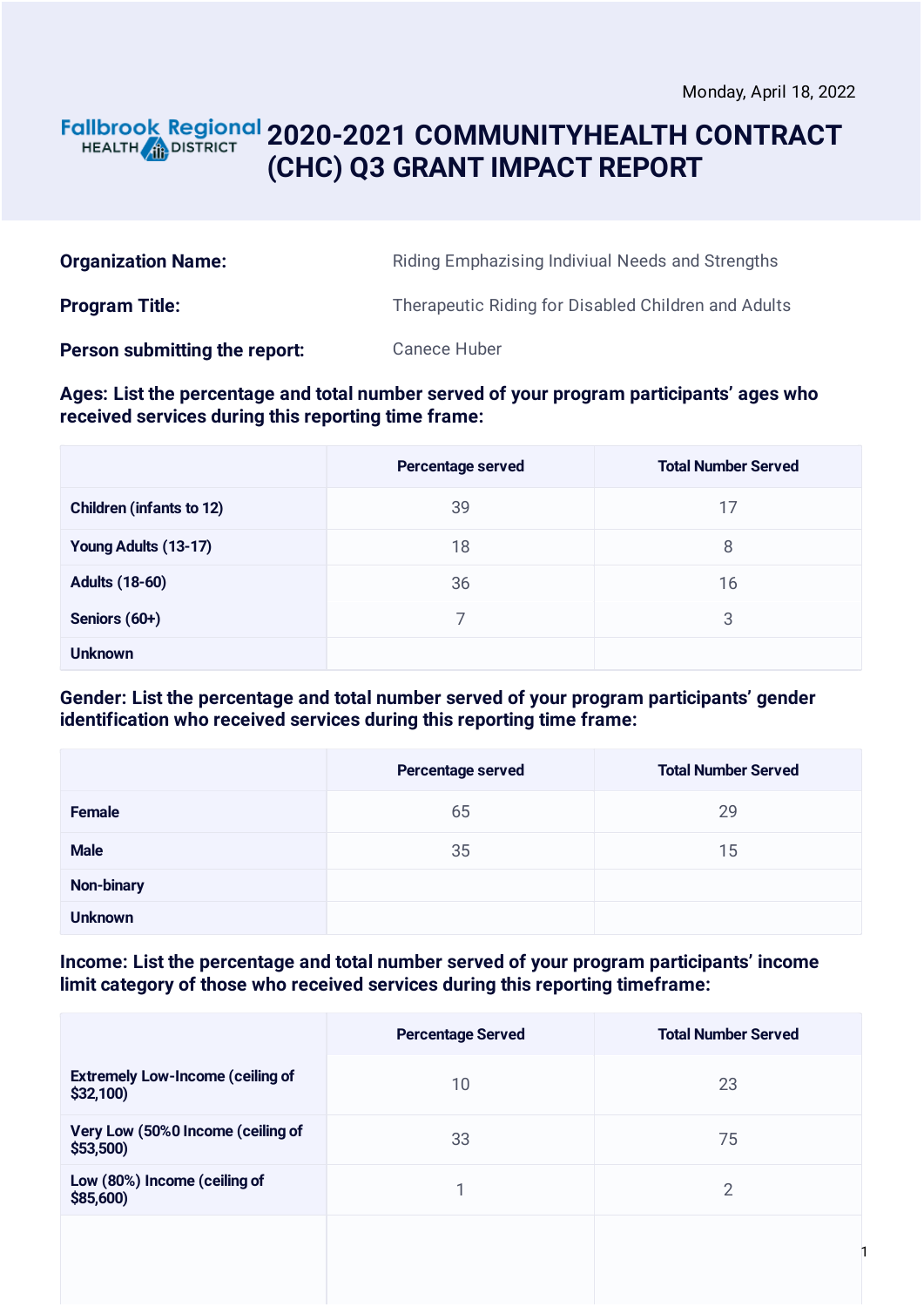Monday, April 18, 2022

Fallbrook Regional HEALTH DISTRICT

# 2020-2021 COMMUNITYHEALTH CONTRACT (CHC) Q3 GRANT IMPACT REPORT

| | |
|---|---|
| **Organization Name:** | Riding Emphazising Indiviual Needs and Strengths |
| **Program Title:** | Therapeutic Riding for Disabled Children and Adults |
| **Person submitting the report:** | Canece Huber |

**Ages: List the percentage and total number served of your program participants' ages who received services during this reporting time frame:**

| | Percentage served | Total Number Served |
|---|---|---|
| **Children (infants to 12)** | 39 | 17 |
| **Young Adults (13-17)** | 18 | 8 |
| **Adults (18-60)** | 36 | 16 |
| **Seniors (60+)** | 7 | 3 |
| **Unknown** | | |

**Gender: List the percentage and total number served of your program participants' gender identification who received services during this reporting time frame:**

| | Percentage served | Total Number Served |
|---|---|---|
| **Female** | 65 | 29 |
| **Male** | 35 | 15 |
| **Non-binary** | | |
| **Unknown** | | |

**Income: List the percentage and total number served of your program participants' income limit category of those who received services during this reporting timeframe:**

| | Percentage Served | Total Number Served |
|---|---|---|
| **Extremely Low-Income (ceiling of $32,100)** | 10 | 23 |
| **Very Low (50%0 Income (ceiling of $53,500)** | 33 | 75 |
| **Low (80%) Income (ceiling of $85,600)** | 1 | 2 |
| | | |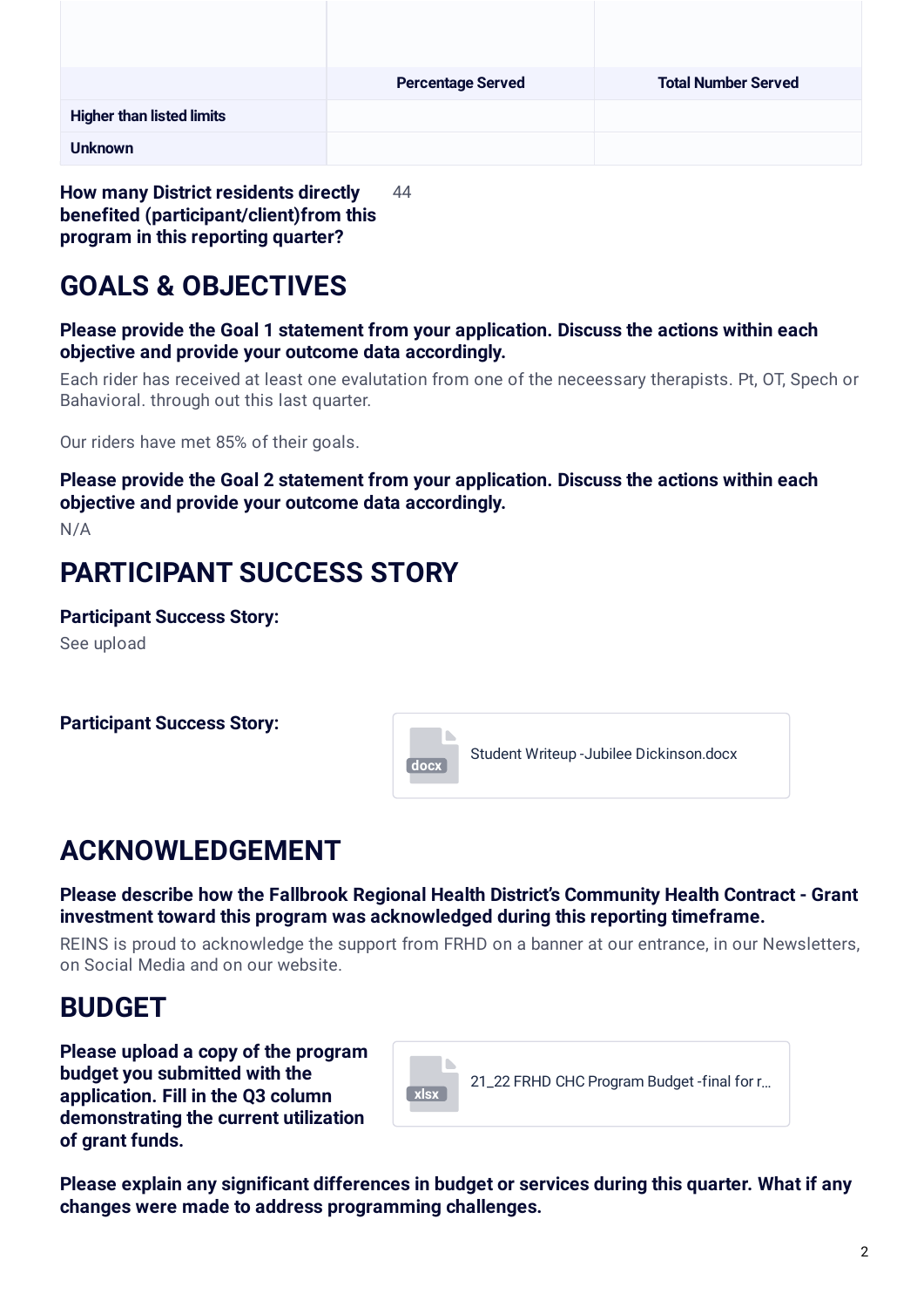| | Percentage Served | Total Number Served |
|---|---|---|
| Higher than listed limits | | |
| Unknown | | |

**How many District residents directly benefited (participant/client)from this program in this reporting quarter?** 44

## GOALS & OBJECTIVES

**Please provide the Goal 1 statement from your application. Discuss the actions within each objective and provide your outcome data accordingly.**

Each rider has received at least one evalutation from one of the neceessary therapists. Pt, OT, Spech or Bahavioral. through out this last quarter.

Our riders have met 85% of their goals.

**Please provide the Goal 2 statement from your application. Discuss the actions within each objective and provide your outcome data accordingly.**

N/A

## PARTICIPANT SUCCESS STORY

**Participant Success Story:**

See upload

**Participant Success Story:**

docx Student Writeup -Jubilee Dickinson.docx

## ACKNOWLEDGEMENT

**Please describe how the Fallbrook Regional Health District's Community Health Contract - Grant investment toward this program was acknowledged during this reporting timeframe.**

REINS is proud to acknowledge the support from FRHD on a banner at our entrance, in our Newsletters, on Social Media and on our website.

## BUDGET

**Please upload a copy of the program budget you submitted with the application. Fill in the Q3 column demonstrating the current utilization of grant funds.**

xlsx 21_22 FRHD CHC Program Budget -final for r...

**Please explain any significant differences in budget or services during this quarter. What if any changes were made to address programming challenges.**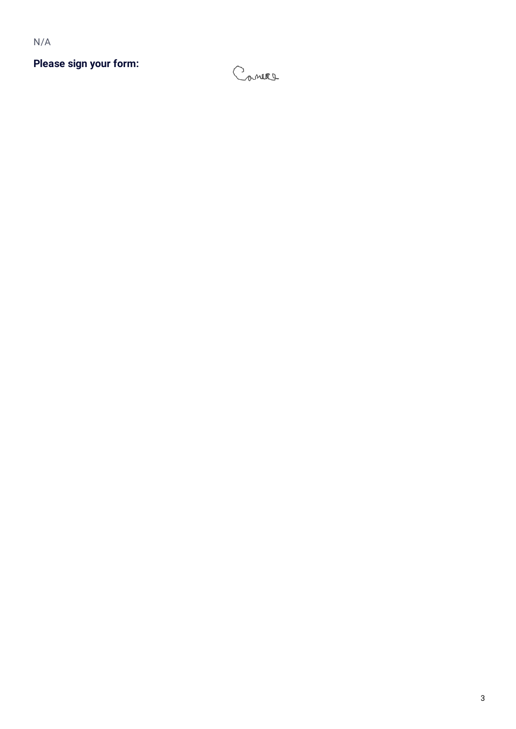N/A

**Please sign your form:**